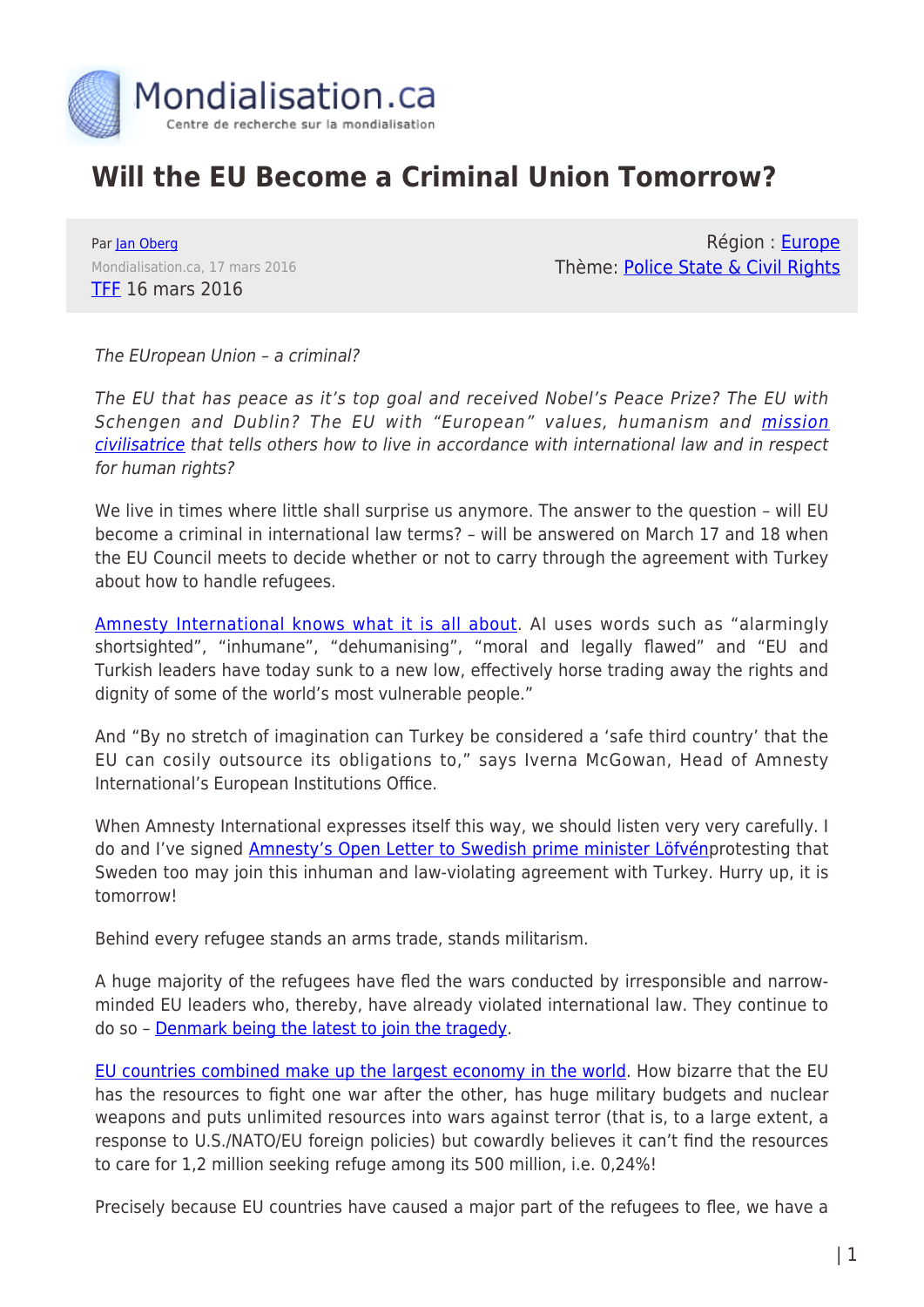# Will the EU Become a Criminal Union Tomorrow?

Par Jan Oberg
Mondialisation.ca, 17 mars 2016
TFF 16 mars 2016

Région : Europe
Thème: Police State & Civil Rights

*The EUropean Union – a criminal?*

*The EU that has peace as it's top goal and received Nobel's Peace Prize? The EU with Schengen and Dublin? The EU with "European" values, humanism and mission civilisatrice that tells others how to live in accordance with international law and in respect for human rights?*

We live in times where little shall surprise us anymore. The answer to the question – will EU become a criminal in international law terms? – will be answered on March 17 and 18 when the EU Council meets to decide whether or not to carry through the agreement with Turkey about how to handle refugees.

Amnesty International knows what it is all about. AI uses words such as "alarmingly shortsighted", "inhumane", "dehumanising", "moral and legally flawed" and "EU and Turkish leaders have today sunk to a new low, effectively horse trading away the rights and dignity of some of the world's most vulnerable people."

And "By no stretch of imagination can Turkey be considered a 'safe third country' that the EU can cosily outsource its obligations to," says Iverna McGowan, Head of Amnesty International's European Institutions Office.

When Amnesty International expresses itself this way, we should listen very very carefully. I do and I've signed Amnesty's Open Letter to Swedish prime minister Löfvénprotesting that Sweden too may join this inhuman and law-violating agreement with Turkey. Hurry up, it is tomorrow!

Behind every refugee stands an arms trade, stands militarism.

A huge majority of the refugees have fled the wars conducted by irresponsible and narrow-minded EU leaders who, thereby, have already violated international law. They continue to do so – Denmark being the latest to join the tragedy.

EU countries combined make up the largest economy in the world. How bizarre that the EU has the resources to fight one war after the other, has huge military budgets and nuclear weapons and puts unlimited resources into wars against terror (that is, to a large extent, a response to U.S./NATO/EU foreign policies) but cowardly believes it can't find the resources to care for 1,2 million seeking refuge among its 500 million, i.e. 0,24%!

Precisely because EU countries have caused a major part of the refugees to flee, we have a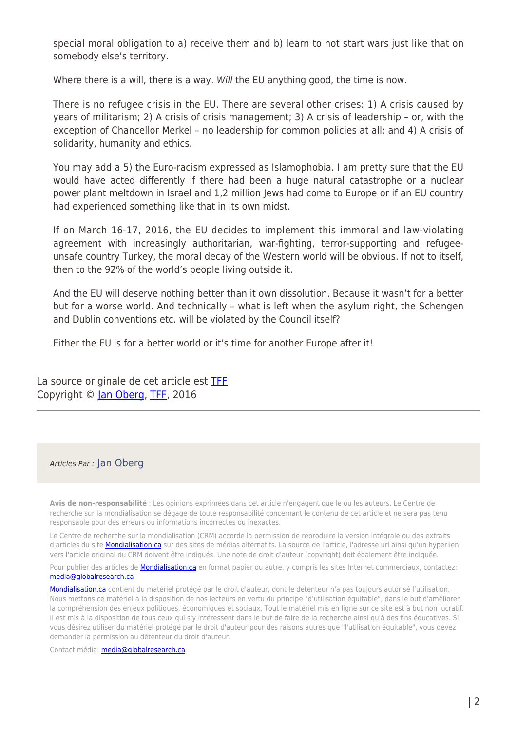special moral obligation to a) receive them and b) learn to not start wars just like that on somebody else's territory.

Where there is a will, there is a way. *Will* the EU anything good, the time is now.

There is no refugee crisis in the EU. There are several other crises: 1) A crisis caused by years of militarism; 2) A crisis of crisis management; 3) A crisis of leadership – or, with the exception of Chancellor Merkel – no leadership for common policies at all; and 4) A crisis of solidarity, humanity and ethics.

You may add a 5) the Euro-racism expressed as Islamophobia. I am pretty sure that the EU would have acted differently if there had been a huge natural catastrophe or a nuclear power plant meltdown in Israel and 1,2 million Jews had come to Europe or if an EU country had experienced something like that in its own midst.

If on March 16-17, 2016, the EU decides to implement this immoral and law-violating agreement with increasingly authoritarian, war-fighting, terror-supporting and refugee-unsafe country Turkey, the moral decay of the Western world will be obvious. If not to itself, then to the 92% of the world's people living outside it.

And the EU will deserve nothing better than it own dissolution. Because it wasn't for a better but for a worse world. And technically – what is left when the asylum right, the Schengen and Dublin conventions etc. will be violated by the Council itself?

Either the EU is for a better world or it's time for another Europe after it!

La source originale de cet article est TFF
Copyright © Jan Oberg, TFF, 2016

---

*Articles Par :* Jan Oberg

**Avis de non-responsabilité** : Les opinions exprimées dans cet article n'engagent que le ou les auteurs. Le Centre de recherche sur la mondialisation se dégage de toute responsabilité concernant le contenu de cet article et ne sera pas tenu responsable pour des erreurs ou informations incorrectes ou inexactes.

Le Centre de recherche sur la mondialisation (CRM) accorde la permission de reproduire la version intégrale ou des extraits d'articles du site Mondialisation.ca sur des sites de médias alternatifs. La source de l'article, l'adresse url ainsi qu'un hyperlien vers l'article original du CRM doivent être indiqués. Une note de droit d'auteur (copyright) doit également être indiquée.

Pour publier des articles de Mondialisation.ca en format papier ou autre, y compris les sites Internet commerciaux, contactez: media@globalresearch.ca

Mondialisation.ca contient du matériel protégé par le droit d'auteur, dont le détenteur n'a pas toujours autorisé l'utilisation. Nous mettons ce matériel à la disposition de nos lecteurs en vertu du principe "d'utilisation équitable", dans le but d'améliorer la compréhension des enjeux politiques, économiques et sociaux. Tout le matériel mis en ligne sur ce site est à but non lucratif. Il est mis à la disposition de tous ceux qui s'y intéressent dans le but de faire de la recherche ainsi qu'à des fins éducatives. Si vous désirez utiliser du matériel protégé par le droit d'auteur pour des raisons autres que "l'utilisation équitable", vous devez demander la permission au détenteur du droit d'auteur.

Contact média: media@globalresearch.ca